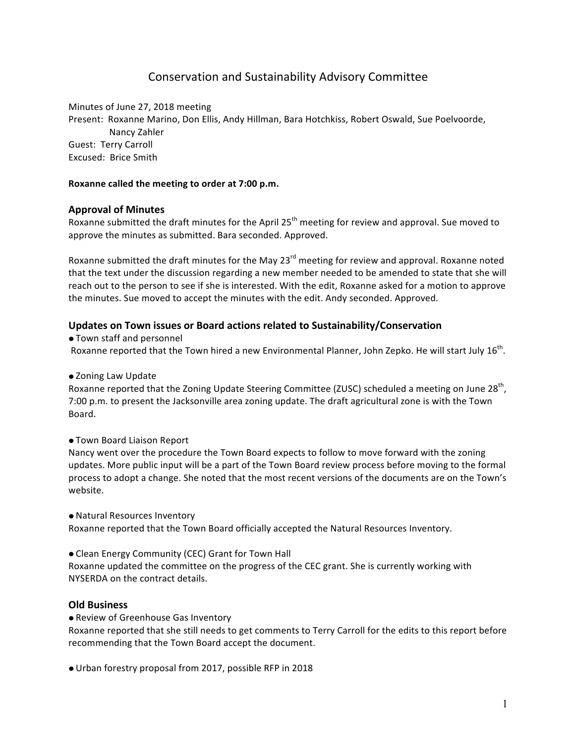# Conservation and Sustainability Advisory Committee

Minutes of June 27, 2018 meeting
Present: Roxanne Marino, Don Ellis, Andy Hillman, Bara Hotchkiss, Robert Oswald, Sue Poelvoorde, Nancy Zahler
Guest: Terry Carroll
Excused: Brice Smith

**Roxanne called the meeting to order at 7:00 p.m.**

## Approval of Minutes

Roxanne submitted the draft minutes for the April 25th meeting for review and approval. Sue moved to approve the minutes as submitted. Bara seconded. Approved.

Roxanne submitted the draft minutes for the May 23rd meeting for review and approval. Roxanne noted that the text under the discussion regarding a new member needed to be amended to state that she will reach out to the person to see if she is interested. With the edit, Roxanne asked for a motion to approve the minutes. Sue moved to accept the minutes with the edit. Andy seconded. Approved.

## Updates on Town issues or Board actions related to Sustainability/Conservation

- Town staff and personnel

Roxanne reported that the Town hired a new Environmental Planner, John Zepko. He will start July 16th.

- Zoning Law Update

Roxanne reported that the Zoning Update Steering Committee (ZUSC) scheduled a meeting on June 28th, 7:00 p.m. to present the Jacksonville area zoning update. The draft agricultural zone is with the Town Board.

- Town Board Liaison Report

Nancy went over the procedure the Town Board expects to follow to move forward with the zoning updates. More public input will be a part of the Town Board review process before moving to the formal process to adopt a change. She noted that the most recent versions of the documents are on the Town's website.

- Natural Resources Inventory

Roxanne reported that the Town Board officially accepted the Natural Resources Inventory.

- Clean Energy Community (CEC) Grant for Town Hall

Roxanne updated the committee on the progress of the CEC grant. She is currently working with NYSERDA on the contract details.

## Old Business

- Review of Greenhouse Gas Inventory

Roxanne reported that she still needs to get comments to Terry Carroll for the edits to this report before recommending that the Town Board accept the document.

- Urban forestry proposal from 2017, possible RFP in 2018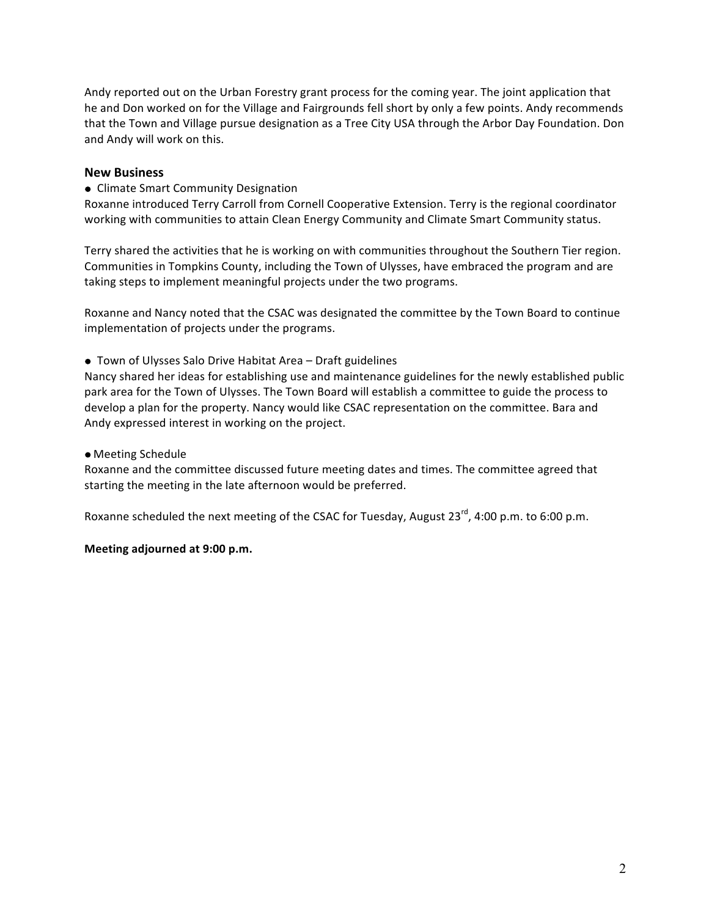Andy reported out on the Urban Forestry grant process for the coming year. The joint application that he and Don worked on for the Village and Fairgrounds fell short by only a few points. Andy recommends that the Town and Village pursue designation as a Tree City USA through the Arbor Day Foundation. Don and Andy will work on this.

## New Business

- Climate Smart Community Designation

Roxanne introduced Terry Carroll from Cornell Cooperative Extension. Terry is the regional coordinator working with communities to attain Clean Energy Community and Climate Smart Community status.

Terry shared the activities that he is working on with communities throughout the Southern Tier region. Communities in Tompkins County, including the Town of Ulysses, have embraced the program and are taking steps to implement meaningful projects under the two programs.

Roxanne and Nancy noted that the CSAC was designated the committee by the Town Board to continue implementation of projects under the programs.

- Town of Ulysses Salo Drive Habitat Area – Draft guidelines

Nancy shared her ideas for establishing use and maintenance guidelines for the newly established public park area for the Town of Ulysses. The Town Board will establish a committee to guide the process to develop a plan for the property. Nancy would like CSAC representation on the committee. Bara and Andy expressed interest in working on the project.

- Meeting Schedule

Roxanne and the committee discussed future meeting dates and times. The committee agreed that starting the meeting in the late afternoon would be preferred.

Roxanne scheduled the next meeting of the CSAC for Tuesday, August 23rd, 4:00 p.m. to 6:00 p.m.

**Meeting adjourned at 9:00 p.m.**